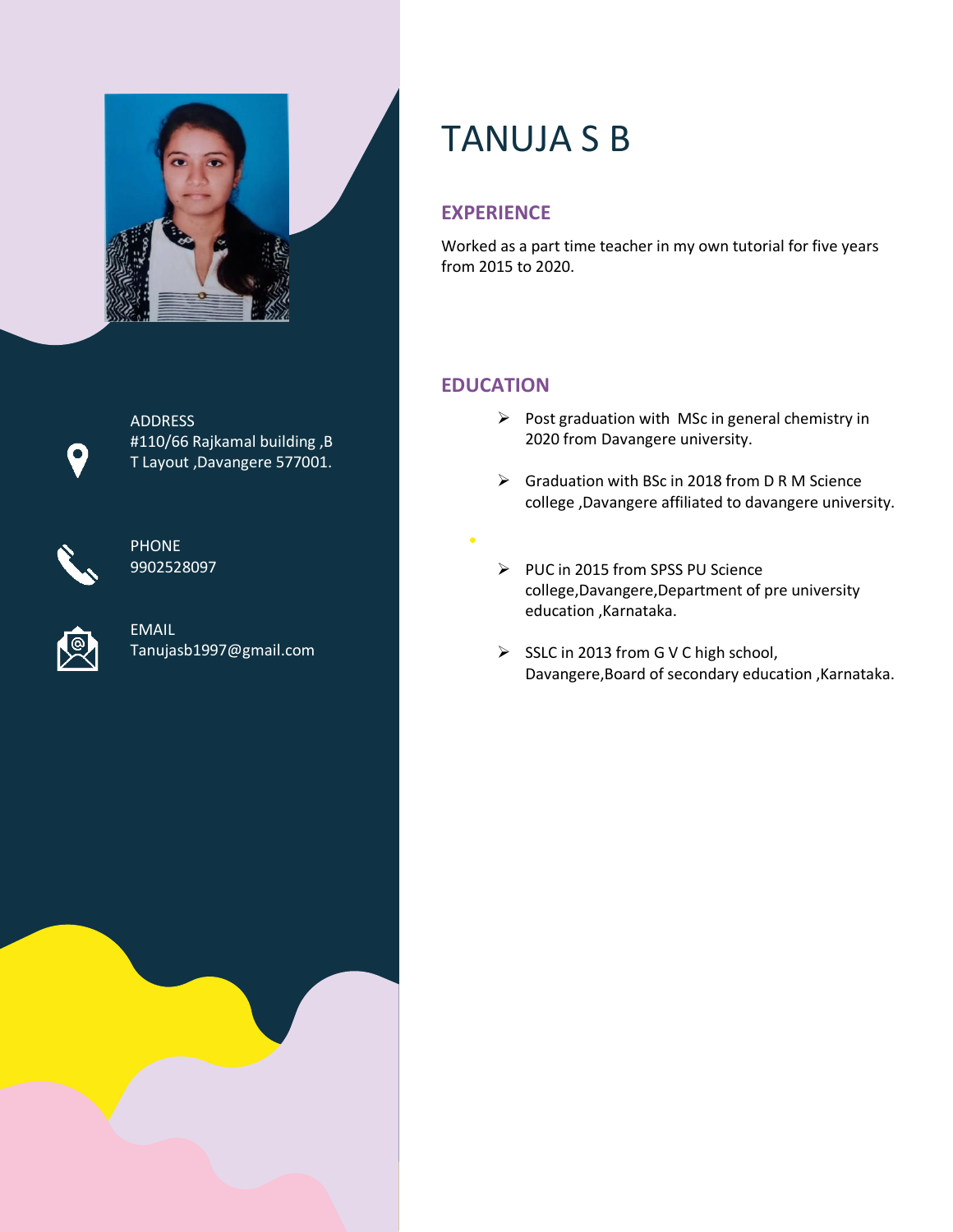# TANUJA S B

ADDRESS
#110/66 Rajkamal building ,B T Layout ,Davangere 577001.

PHONE
9902528097

EMAIL
Tanujasb1997@gmail.com

## EXPERIENCE

Worked as a part time teacher in my own tutorial for five years from 2015 to 2020.

## EDUCATION

- Post graduation with MSc in general chemistry in 2020 from Davangere university.
- Graduation with BSc in 2018 from D R M Science college ,Davangere affiliated to davangere university.
- PUC in 2015 from SPSS PU Science college,Davangere,Department of pre university education ,Karnataka.
- SSLC in 2013 from G V C high school, Davangere,Board of secondary education ,Karnataka.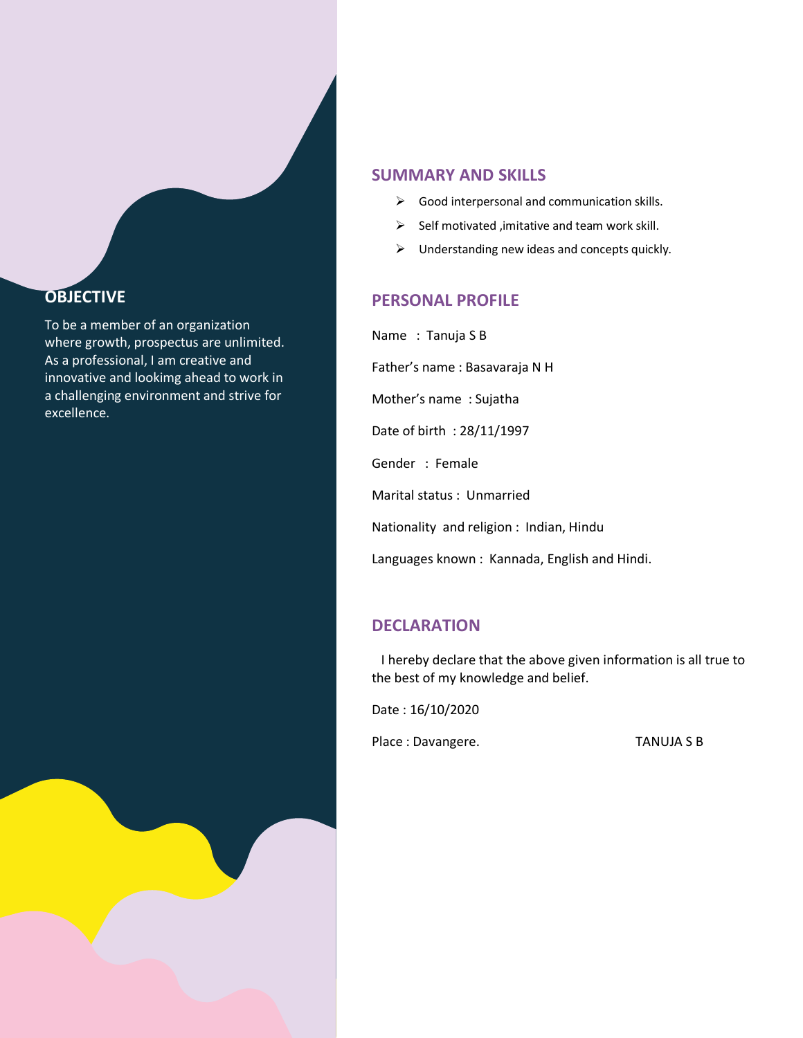## OBJECTIVE

To be a member of an organization where growth, prospectus are unlimited. As a professional, I am creative and innovative and lookimg ahead to work in a challenging environment and strive for excellence.

## SUMMARY AND SKILLS

- Good interpersonal and communication skills.
- Self motivated ,imitative and team work skill.
- Understanding new ideas and concepts quickly.

## PERSONAL PROFILE

Name : Tanuja S B

Father's name : Basavaraja N H

Mother's name : Sujatha

Date of birth : 28/11/1997

Gender : Female

Marital status : Unmarried

Nationality and religion : Indian, Hindu

Languages known : Kannada, English and Hindi.

## DECLARATION

I hereby declare that the above given information is all true to the best of my knowledge and belief.

Date : 16/10/2020

Place : Davangere. TANUJA S B